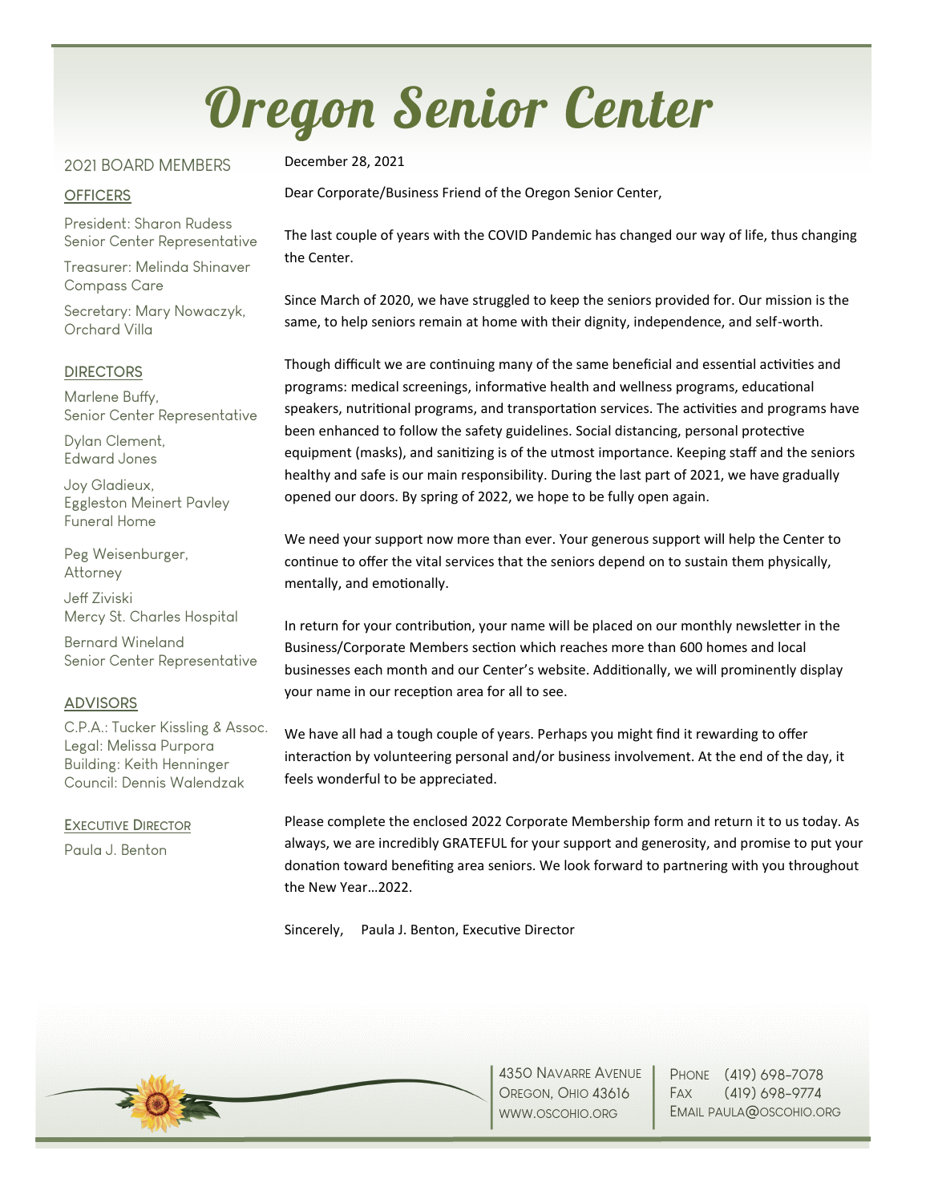# Oregon Senior Center

## 2021 BOARD MEMBERS

**OFFICERS**

President: Sharon Rudess
Senior Center Representative

Treasurer: Melinda Shinaver
Compass Care

Secretary: Mary Nowaczyk,
Orchard Villa

**DIRECTORS**

Marlene Buffy,
Senior Center Representative

Dylan Clement,
Edward Jones

Joy Gladieux,
Eggleston Meinert Pavley
Funeral Home

Peg Weisenburger,
Attorney

Jeff Ziviski
Mercy St. Charles Hospital

Bernard Wineland
Senior Center Representative

**ADVISORS**

C.P.A.: Tucker Kissling & Assoc.
Legal: Melissa Purpora
Building: Keith Henninger
Council: Dennis Walendzak

**EXECUTIVE DIRECTOR**

Paula J. Benton

December 28, 2021

Dear Corporate/Business Friend of the Oregon Senior Center,

The last couple of years with the COVID Pandemic has changed our way of life, thus changing the Center.

Since March of 2020, we have struggled to keep the seniors provided for. Our mission is the same, to help seniors remain at home with their dignity, independence, and self-worth.

Though difficult we are continuing many of the same beneficial and essential activities and programs: medical screenings, informative health and wellness programs, educational speakers, nutritional programs, and transportation services. The activities and programs have been enhanced to follow the safety guidelines. Social distancing, personal protective equipment (masks), and sanitizing is of the utmost importance. Keeping staff and the seniors healthy and safe is our main responsibility. During the last part of 2021, we have gradually opened our doors. By spring of 2022, we hope to be fully open again.

We need your support now more than ever. Your generous support will help the Center to continue to offer the vital services that the seniors depend on to sustain them physically, mentally, and emotionally.

In return for your contribution, your name will be placed on our monthly newsletter in the Business/Corporate Members section which reaches more than 600 homes and local businesses each month and our Center's website. Additionally, we will prominently display your name in our reception area for all to see.

We have all had a tough couple of years. Perhaps you might find it rewarding to offer interaction by volunteering personal and/or business involvement. At the end of the day, it feels wonderful to be appreciated.

Please complete the enclosed 2022 Corporate Membership form and return it to us today. As always, we are incredibly GRATEFUL for your support and generosity, and promise to put your donation toward benefiting area seniors. We look forward to partnering with you throughout the New Year…2022.

Sincerely, Paula J. Benton, Executive Director

4350 Navarre Avenue
Oregon, Ohio 43616
www.oscohio.org

Phone (419) 698-7078
Fax (419) 698-9774
Email paula@oscohio.org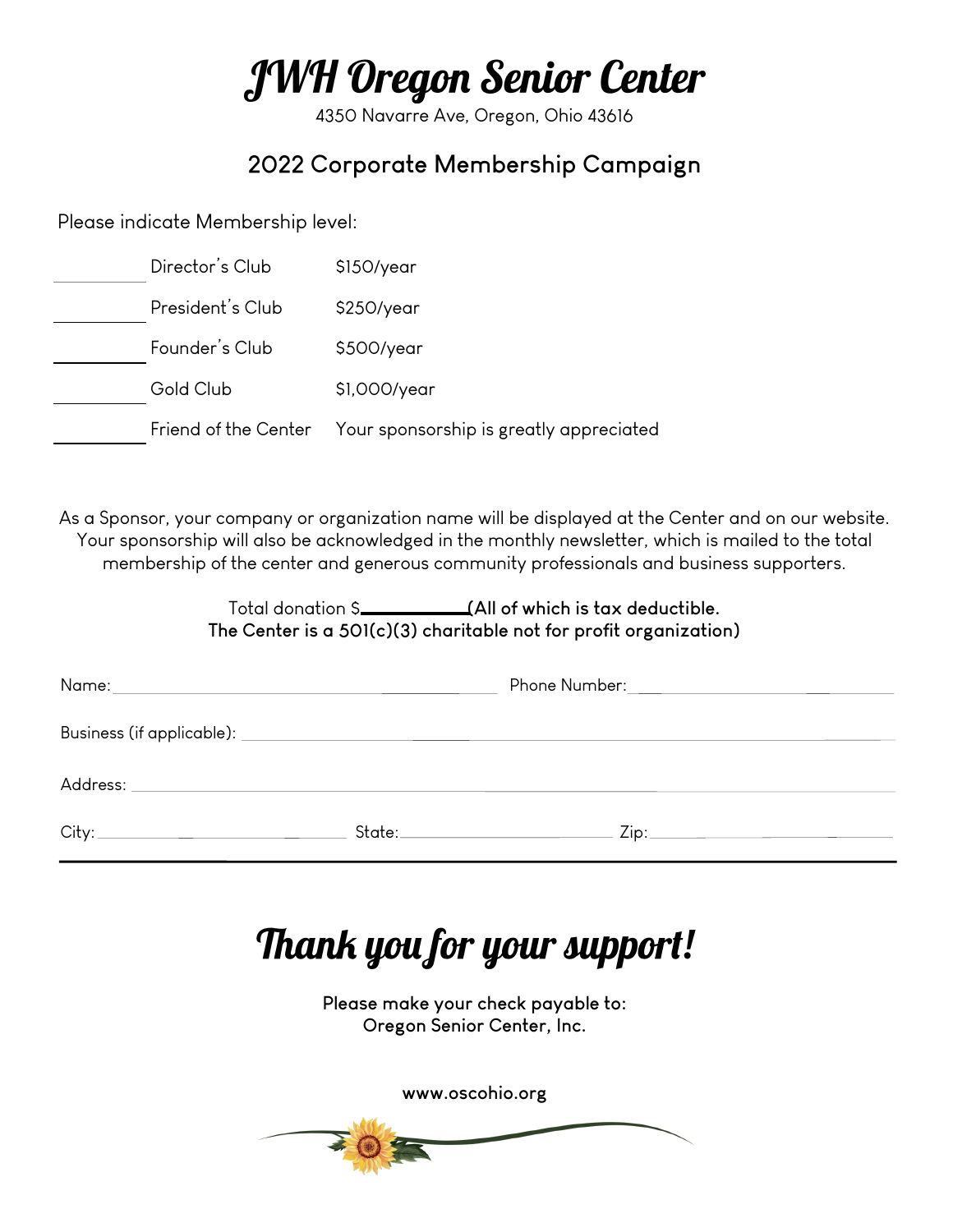# JWH Oregon Senior Center

4350 Navarre Ave, Oregon, Ohio 43616

## 2022 Corporate Membership Campaign

Please indicate Membership level:

| | | |
|---|---|---|
| ______ | Director's Club | $150/year |
| ______ | President's Club | $250/year |
| ______ | Founder's Club | $500/year |
| ______ | Gold Club | $1,000/year |
| ______ | Friend of the Center | Your sponsorship is greatly appreciated |

As a Sponsor, your company or organization name will be displayed at the Center and on our website. Your sponsorship will also be acknowledged in the monthly newsletter, which is mailed to the total membership of the center and generous community professionals and business supporters.

Total donation $__________ **(All of which is tax deductible. The Center is a 501(c)(3) charitable not for profit organization)**

Name: ______________________________ Phone Number: ______________________

Business (if applicable): ______________________________________________

Address: ______________________________________________________

City: ____________________ State: ____________________ Zip: ____________________

# Thank you for your support!

**Please make your check payable to:**
**Oregon Senior Center, Inc.**

**www.oscohio.org**